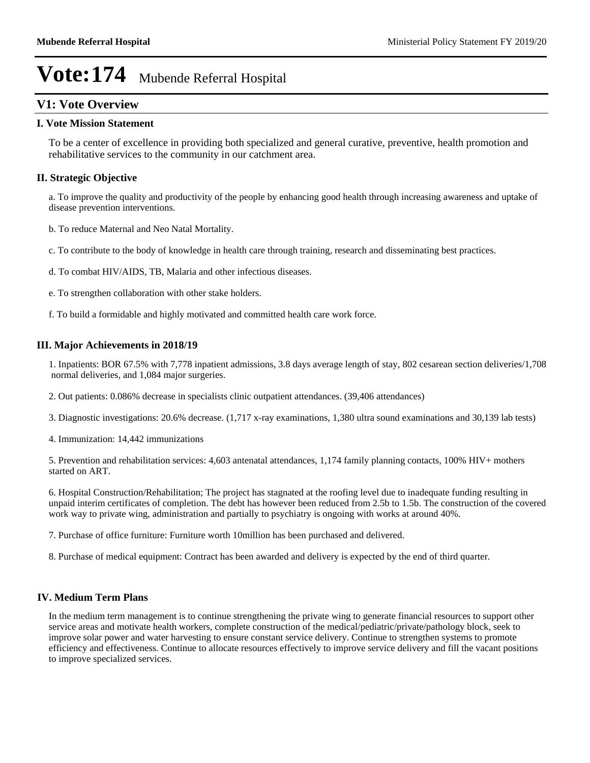# Vote:174 Mubende Referral Hospital

## V1: Vote Overview

### I. Vote Mission Statement

To be a center of excellence in providing both specialized and general curative, preventive, health promotion and rehabilitative services to the community in our catchment area.

### II. Strategic Objective

a. To improve the quality and productivity of the people by enhancing good health through increasing awareness and uptake of disease prevention interventions.

b. To reduce Maternal and Neo Natal Mortality.

c. To contribute to the body of knowledge in health care through training, research and disseminating best practices.

d. To combat HIV/AIDS, TB, Malaria and other infectious diseases.

e. To strengthen collaboration with other stake holders.

f. To build a formidable and highly motivated and committed health care work force.

### III. Major Achievements in 2018/19

1. Inpatients: BOR 67.5% with 7,778 inpatient admissions, 3.8 days average length of stay, 802 cesarean section deliveries/1,708 normal deliveries, and 1,084 major surgeries.

2. Out patients: 0.086% decrease in specialists clinic outpatient attendances. (39,406 attendances)

3. Diagnostic investigations: 20.6% decrease. (1,717 x-ray examinations, 1,380 ultra sound examinations and 30,139 lab tests)

4. Immunization: 14,442 immunizations

5. Prevention and rehabilitation services: 4,603 antenatal attendances, 1,174 family planning contacts, 100% HIV+ mothers started on ART.

6. Hospital Construction/Rehabilitation; The project has stagnated at the roofing level due to inadequate funding resulting in unpaid interim certificates of completion. The debt has however been reduced from 2.5b to 1.5b. The construction of the covered work way to private wing, administration and partially to psychiatry is ongoing with works at around 40%.

7. Purchase of office furniture: Furniture worth 10million has been purchased and delivered.

8. Purchase of medical equipment: Contract has been awarded and delivery is expected by the end of third quarter.

### IV. Medium Term Plans

In the medium term management is to continue strengthening the private wing to generate financial resources to support other service areas and motivate health workers, complete construction of the medical/pediatric/private/pathology block, seek to improve solar power and water harvesting to ensure constant service delivery. Continue to strengthen systems to promote efficiency and effectiveness. Continue to allocate resources effectively to improve service delivery and fill the vacant positions to improve specialized services.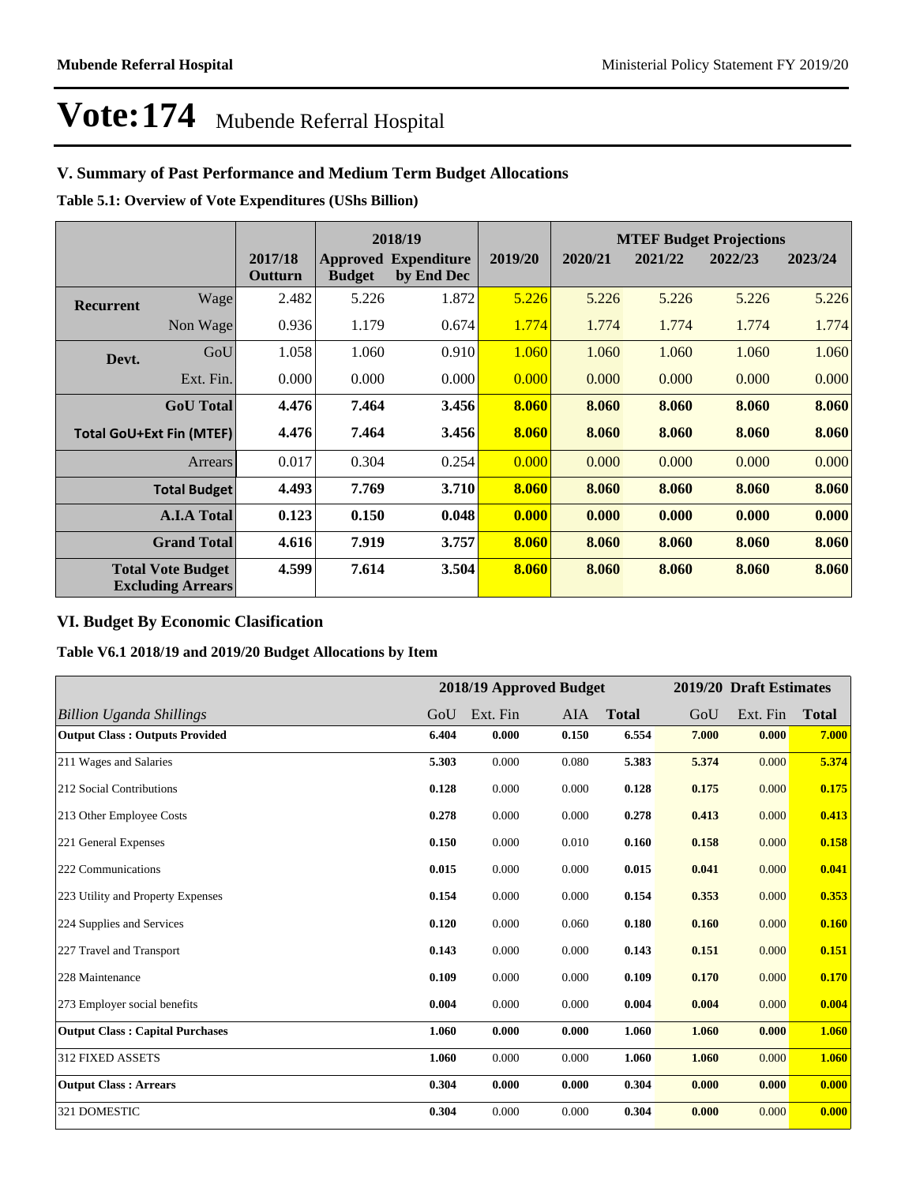# Vote:174 Mubende Referral Hospital

## V. Summary of Past Performance and Medium Term Budget Allocations

**Table 5.1: Overview of Vote Expenditures (UShs Billion)**

| | | 2017/18 Outturn | 2018/19 Approved Budget | 2018/19 Expenditure by End Dec | 2019/20 | MTEF Budget Projections 2020/21 | 2021/22 | 2022/23 | 2023/24 |
|---|---|---|---|---|---|---|---|---|---|
| **Recurrent** | Wage | 2.482 | 5.226 | 1.872 | 5.226 | 5.226 | 5.226 | 5.226 | 5.226 |
| | Non Wage | 0.936 | 1.179 | 0.674 | 1.774 | 1.774 | 1.774 | 1.774 | 1.774 |
| **Devt.** | GoU | 1.058 | 1.060 | 0.910 | 1.060 | 1.060 | 1.060 | 1.060 | 1.060 |
| | Ext. Fin. | 0.000 | 0.000 | 0.000 | 0.000 | 0.000 | 0.000 | 0.000 | 0.000 |
| | **GoU Total** | **4.476** | **7.464** | **3.456** | **8.060** | **8.060** | **8.060** | **8.060** | **8.060** |
| **Total GoU+Ext Fin (MTEF)** | | **4.476** | **7.464** | **3.456** | **8.060** | **8.060** | **8.060** | **8.060** | **8.060** |
| | Arrears | 0.017 | 0.304 | 0.254 | 0.000 | 0.000 | 0.000 | 0.000 | 0.000 |
| | **Total Budget** | **4.493** | **7.769** | **3.710** | **8.060** | **8.060** | **8.060** | **8.060** | **8.060** |
| | **A.I.A Total** | **0.123** | **0.150** | **0.048** | **0.000** | **0.000** | **0.000** | **0.000** | **0.000** |
| | **Grand Total** | **4.616** | **7.919** | **3.757** | **8.060** | **8.060** | **8.060** | **8.060** | **8.060** |
| **Total Vote Budget Excluding Arrears** | | **4.599** | **7.614** | **3.504** | **8.060** | **8.060** | **8.060** | **8.060** | **8.060** |

## VI. Budget By Economic Clasification

**Table V6.1 2018/19 and 2019/20 Budget Allocations by Item**

| | 2018/19 Approved Budget | | | | 2019/20 Draft Estimates | | |
|---|---|---|---|---|---|---|---|
| *Billion Uganda Shillings* | GoU | Ext. Fin | AIA | **Total** | GoU | Ext. Fin | **Total** |
| **Output Class : Outputs Provided** | **6.404** | **0.000** | **0.150** | **6.554** | **7.000** | **0.000** | **7.000** |
| 211 Wages and Salaries | **5.303** | 0.000 | 0.080 | **5.383** | **5.374** | 0.000 | **5.374** |
| 212 Social Contributions | **0.128** | 0.000 | 0.000 | **0.128** | **0.175** | 0.000 | **0.175** |
| 213 Other Employee Costs | **0.278** | 0.000 | 0.000 | **0.278** | **0.413** | 0.000 | **0.413** |
| 221 General Expenses | **0.150** | 0.000 | 0.010 | **0.160** | **0.158** | 0.000 | **0.158** |
| 222 Communications | **0.015** | 0.000 | 0.000 | **0.015** | **0.041** | 0.000 | **0.041** |
| 223 Utility and Property Expenses | **0.154** | 0.000 | 0.000 | **0.154** | **0.353** | 0.000 | **0.353** |
| 224 Supplies and Services | **0.120** | 0.000 | 0.060 | **0.180** | **0.160** | 0.000 | **0.160** |
| 227 Travel and Transport | **0.143** | 0.000 | 0.000 | **0.143** | **0.151** | 0.000 | **0.151** |
| 228 Maintenance | **0.109** | 0.000 | 0.000 | **0.109** | **0.170** | 0.000 | **0.170** |
| 273 Employer social benefits | **0.004** | 0.000 | 0.000 | **0.004** | **0.004** | 0.000 | **0.004** |
| **Output Class : Capital Purchases** | **1.060** | **0.000** | **0.000** | **1.060** | **1.060** | **0.000** | **1.060** |
| 312 FIXED ASSETS | **1.060** | 0.000 | 0.000 | **1.060** | **1.060** | 0.000 | **1.060** |
| **Output Class : Arrears** | **0.304** | **0.000** | **0.000** | **0.304** | **0.000** | **0.000** | **0.000** |
| 321 DOMESTIC | **0.304** | 0.000 | 0.000 | **0.304** | **0.000** | 0.000 | **0.000** |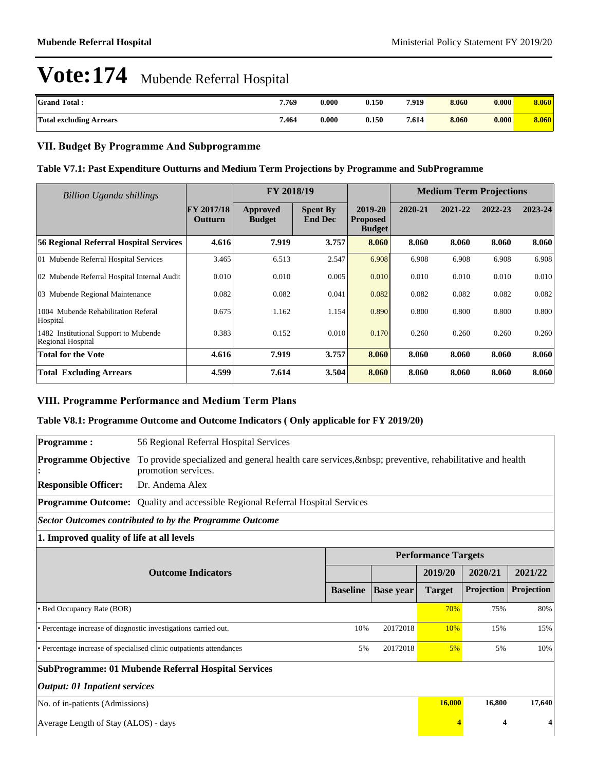# Vote:174 Mubende Referral Hospital

| Grand Total : | 7.769 | 0.000 | 0.150 | 7.919 | 8.060 | 0.000 | 8.060 |
|---|---|---|---|---|---|---|---|
| **Total excluding Arrears** | 7.464 | 0.000 | 0.150 | 7.614 | 8.060 | 0.000 | 8.060 |

## VII. Budget By Programme And Subprogramme

### Table V7.1: Past Expenditure Outturns and Medium Term Projections by Programme and SubProgramme

| *Billion Uganda shillings* | | FY 2018/19 | | | Medium Term Projections | | | |
|---|---|---|---|---|---|---|---|---|
| | FY 2017/18 Outturn | Approved Budget | Spent By End Dec | 2019-20 Proposed Budget | 2020-21 | 2021-22 | 2022-23 | 2023-24 |
| **56 Regional Referral Hospital Services** | **4.616** | **7.919** | **3.757** | **8.060** | **8.060** | **8.060** | **8.060** | **8.060** |
| 01 Mubende Referral Hospital Services | 3.465 | 6.513 | 2.547 | 6.908 | 6.908 | 6.908 | 6.908 | 6.908 |
| 02 Mubende Referral Hospital Internal Audit | 0.010 | 0.010 | 0.005 | 0.010 | 0.010 | 0.010 | 0.010 | 0.010 |
| 03 Mubende Regional Maintenance | 0.082 | 0.082 | 0.041 | 0.082 | 0.082 | 0.082 | 0.082 | 0.082 |
| 1004 Mubende Rehabilitation Referal Hospital | 0.675 | 1.162 | 1.154 | 0.890 | 0.800 | 0.800 | 0.800 | 0.800 |
| 1482 Institutional Support to Mubende Regional Hospital | 0.383 | 0.152 | 0.010 | 0.170 | 0.260 | 0.260 | 0.260 | 0.260 |
| **Total for the Vote** | **4.616** | **7.919** | **3.757** | **8.060** | **8.060** | **8.060** | **8.060** | **8.060** |
| **Total Excluding Arrears** | **4.599** | **7.614** | **3.504** | **8.060** | **8.060** | **8.060** | **8.060** | **8.060** |

## VIII. Programme Performance and Medium Term Plans

### Table V8.1: Programme Outcome and Outcome Indicators ( Only applicable for FY 2019/20)

**Programme :** 56 Regional Referral Hospital Services

**Programme Objective :** To provide specialized and general health care services,&nbsp; preventive, rehabilitative and health promotion services.

**Responsible Officer:** Dr. Andema Alex

**Programme Outcome:** Quality and accessible Regional Referral Hospital Services

***Sector Outcomes contributed to by the Programme Outcome***

**1. Improved quality of life at all levels**

| Outcome Indicators | Performance Targets | | | | |
|---|---|---|---|---|---|
| | | | 2019/20 | 2020/21 | 2021/22 |
| | Baseline | Base year | Target | Projection | Projection |
| • Bed Occupancy Rate (BOR) | | | 70% | 75% | 80% |
| • Percentage increase of diagnostic investigations carried out. | 10% | 20172018 | 10% | 15% | 15% |
| • Percentage increase of specialised clinic outpatients attendances | 5% | 20172018 | 5% | 5% | 10% |

**SubProgramme: 01 Mubende Referral Hospital Services**

***Output: 01 Inpatient services***

| | 2019/20 | 2020/21 | 2021/22 |
|---|---|---|---|
| No. of in-patients (Admissions) | **16,000** | **16,800** | **17,640** |
| Average Length of Stay (ALOS) - days | **4** | **4** | **4** |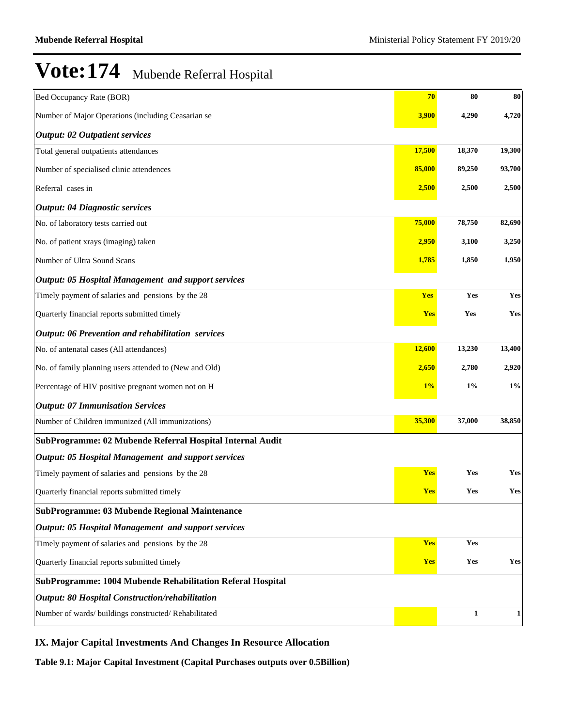# Vote:174 Mubende Referral Hospital

| | | | |
|---|---|---|---|
| Bed Occupancy Rate (BOR) | **70** | **80** | **80** |
| Number of Major Operations (including Ceasarian se | **3,900** | **4,290** | **4,720** |
| ***Output: 02 Outpatient services*** | | | |
| Total general outpatients attendances | **17,500** | **18,370** | **19,300** |
| Number of specialised clinic attendences | **85,000** | **89,250** | **93,700** |
| Referral cases in | **2,500** | **2,500** | **2,500** |
| ***Output: 04 Diagnostic services*** | | | |
| No. of laboratory tests carried out | **75,000** | **78,750** | **82,690** |
| No. of patient xrays (imaging) taken | **2,950** | **3,100** | **3,250** |
| Number of Ultra Sound Scans | **1,785** | **1,850** | **1,950** |
| ***Output: 05 Hospital Management and support services*** | | | |
| Timely payment of salaries and pensions by the 28 | **Yes** | **Yes** | **Yes** |
| Quarterly financial reports submitted timely | **Yes** | **Yes** | **Yes** |
| ***Output: 06 Prevention and rehabilitation services*** | | | |
| No. of antenatal cases (All attendances) | **12,600** | **13,230** | **13,400** |
| No. of family planning users attended to (New and Old) | **2,650** | **2,780** | **2,920** |
| Percentage of HIV positive pregnant women not on H | **1%** | **1%** | **1%** |
| ***Output: 07 Immunisation Services*** | | | |
| Number of Children immunized (All immunizations) | **35,300** | **37,000** | **38,850** |
| **SubProgramme: 02 Mubende Referral Hospital Internal Audit** | | | |
| ***Output: 05 Hospital Management and support services*** | | | |
| Timely payment of salaries and pensions by the 28 | **Yes** | **Yes** | **Yes** |
| Quarterly financial reports submitted timely | **Yes** | **Yes** | **Yes** |
| **SubProgramme: 03 Mubende Regional Maintenance** | | | |
| ***Output: 05 Hospital Management and support services*** | | | |
| Timely payment of salaries and pensions by the 28 | **Yes** | **Yes** | |
| Quarterly financial reports submitted timely | **Yes** | **Yes** | **Yes** |
| **SubProgramme: 1004 Mubende Rehabilitation Referal Hospital** | | | |
| ***Output: 80 Hospital Construction/rehabilitation*** | | | |
| Number of wards/ buildings constructed/ Rehabilitated | | **1** | **1** |

## IX. Major Capital Investments And Changes In Resource Allocation

**Table 9.1: Major Capital Investment (Capital Purchases outputs over 0.5Billion)**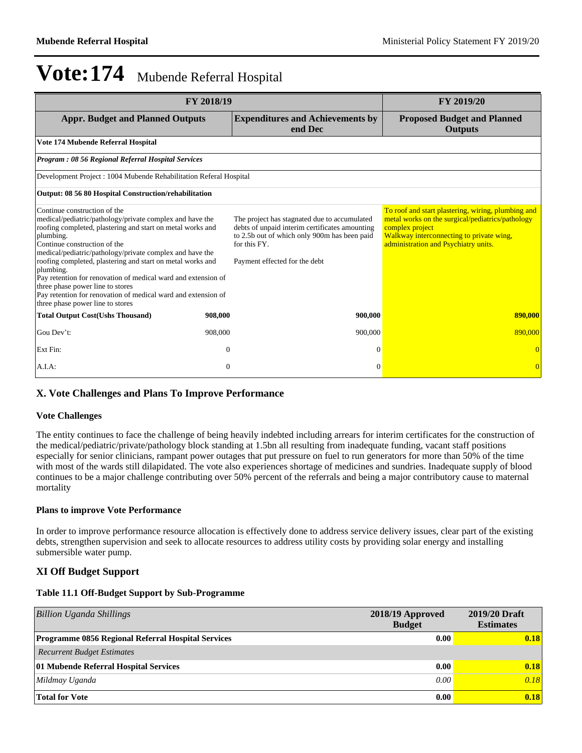# Vote:174 Mubende Referral Hospital

| FY 2018/19 | | | FY 2019/20 |
|---|---|---|---|
| **Appr. Budget and Planned Outputs** | | **Expenditures and Achievements by end Dec** | **Proposed Budget and Planned Outputs** |
| **Vote 174 Mubende Referral Hospital** | | | |
| ***Program : 08 56 Regional Referral Hospital Services*** | | | |
| Development Project : 1004 Mubende Rehabilitation Referal Hospital | | | |
| **Output: 08 56 80 Hospital Construction/rehabilitation** | | | |
| Continue construction of the medical/pediatric/pathology/private complex and have the roofing completed, plastering and start on metal works and plumbing.<br>Continue construction of the medical/pediatric/pathology/private complex and have the roofing completed, plastering and start on metal works and plumbing.<br>Pay retention for renovation of medical ward and extension of three phase power line to stores<br>Pay retention for renovation of medical ward and extension of three phase power line to stores | | The project has stagnated due to accumulated debts of unpaid interim certificates amounting to 2.5b out of which only 900m has been paid for this FY.<br><br>Payment effected for the debt | To roof and start plastering, wiring, plumbing and metal works on the surgical/pediatrics/pathology complex project<br>Walkway interconnecting to private wing, administration and Psychiatry units. |
| **Total Output Cost(Ushs Thousand)** | **908,000** | **900,000** | **890,000** |
| Gou Dev't: | 908,000 | 900,000 | 890,000 |
| Ext Fin: | 0 | 0 | 0 |
| A.I.A: | 0 | 0 | 0 |

## X. Vote Challenges and Plans To Improve Performance

### Vote Challenges

The entity continues to face the challenge of being heavily indebted including arrears for interim certificates for the construction of the medical/pediatric/private/pathology block standing at 1.5bn all resulting from inadequate funding, vacant staff positions especially for senior clinicians, rampant power outages that put pressure on fuel to run generators for more than 50% of the time with most of the wards still dilapidated. The vote also experiences shortage of medicines and sundries. Inadequate supply of blood continues to be a major challenge contributing over 50% percent of the referrals and being a major contributory cause to maternal mortality

### Plans to improve Vote Performance

In order to improve performance resource allocation is effectively done to address service delivery issues, clear part of the existing debts, strengthen supervision and seek to allocate resources to address utility costs by providing solar energy and installing submersible water pump.

## XI Off Budget Support

### Table 11.1 Off-Budget Support by Sub-Programme

| *Billion Uganda Shillings* | 2018/19 Approved Budget | 2019/20 Draft Estimates |
|---|---|---|
| **Programme 0856 Regional Referral Hospital Services** | **0.00** | **0.18** |
| *Recurrent Budget Estimates* | | |
| **01 Mubende Referral Hospital Services** | **0.00** | **0.18** |
| *Mildmay Uganda* | *0.00* | *0.18* |
| **Total for Vote** | **0.00** | **0.18** |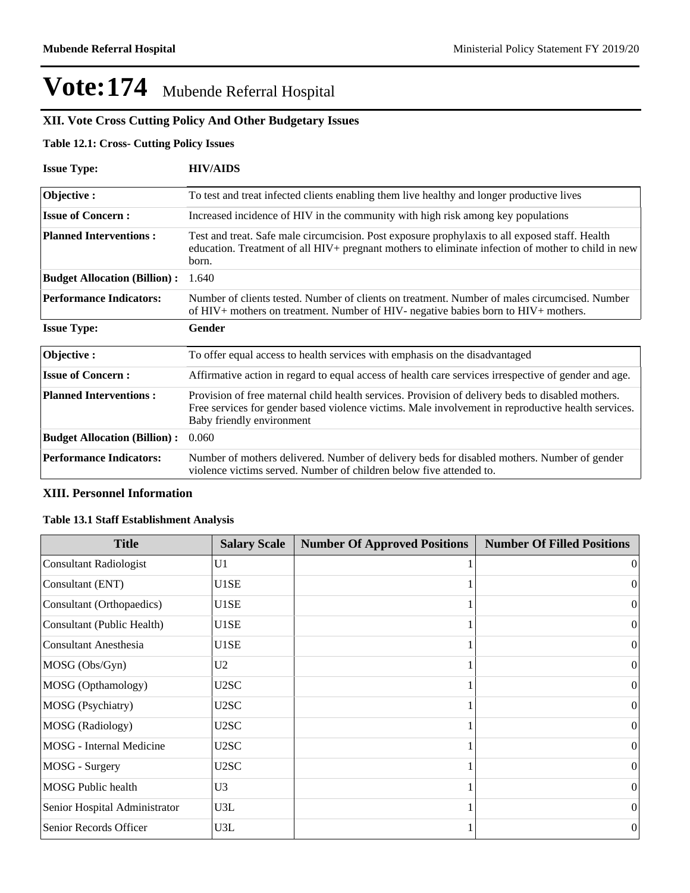# Vote:174 Mubende Referral Hospital

## XII. Vote Cross Cutting Policy And Other Budgetary Issues

**Table 12.1: Cross- Cutting Policy Issues**

**Issue Type:** **HIV/AIDS**

| | |
|---|---|
| **Objective :** | To test and treat infected clients enabling them live healthy and longer productive lives |
| **Issue of Concern :** | Increased incidence of HIV in the community with high risk among key populations |
| **Planned Interventions :** | Test and treat. Safe male circumcision. Post exposure prophylaxis to all exposed staff. Health education. Treatment of all HIV+ pregnant mothers to eliminate infection of mother to child in new born. |
| **Budget Allocation (Billion) :** | 1.640 |
| **Performance Indicators:** | Number of clients tested. Number of clients on treatment. Number of males circumcised. Number of HIV+ mothers on treatment. Number of HIV- negative babies born to HIV+ mothers. |

**Issue Type:** **Gender**

| | |
|---|---|
| **Objective :** | To offer equal access to health services with emphasis on the disadvantaged |
| **Issue of Concern :** | Affirmative action in regard to equal access of health care services irrespective of gender and age. |
| **Planned Interventions :** | Provision of free maternal child health services. Provision of delivery beds to disabled mothers. Free services for gender based violence victims. Male involvement in reproductive health services. Baby friendly environment |
| **Budget Allocation (Billion) :** | 0.060 |
| **Performance Indicators:** | Number of mothers delivered. Number of delivery beds for disabled mothers. Number of gender violence victims served. Number of children below five attended to. |

## XIII. Personnel Information

**Table 13.1 Staff Establishment Analysis**

| Title | Salary Scale | Number Of Approved Positions | Number Of Filled Positions |
|---|---|---|---|
| Consultant Radiologist | U1 | 1 | 0 |
| Consultant (ENT) | U1SE | 1 | 0 |
| Consultant (Orthopaedics) | U1SE | 1 | 0 |
| Consultant (Public Health) | U1SE | 1 | 0 |
| Consultant Anesthesia | U1SE | 1 | 0 |
| MOSG (Obs/Gyn) | U2 | 1 | 0 |
| MOSG (Opthamology) | U2SC | 1 | 0 |
| MOSG (Psychiatry) | U2SC | 1 | 0 |
| MOSG (Radiology) | U2SC | 1 | 0 |
| MOSG - Internal Medicine | U2SC | 1 | 0 |
| MOSG - Surgery | U2SC | 1 | 0 |
| MOSG Public health | U3 | 1 | 0 |
| Senior Hospital Administrator | U3L | 1 | 0 |
| Senior Records Officer | U3L | 1 | 0 |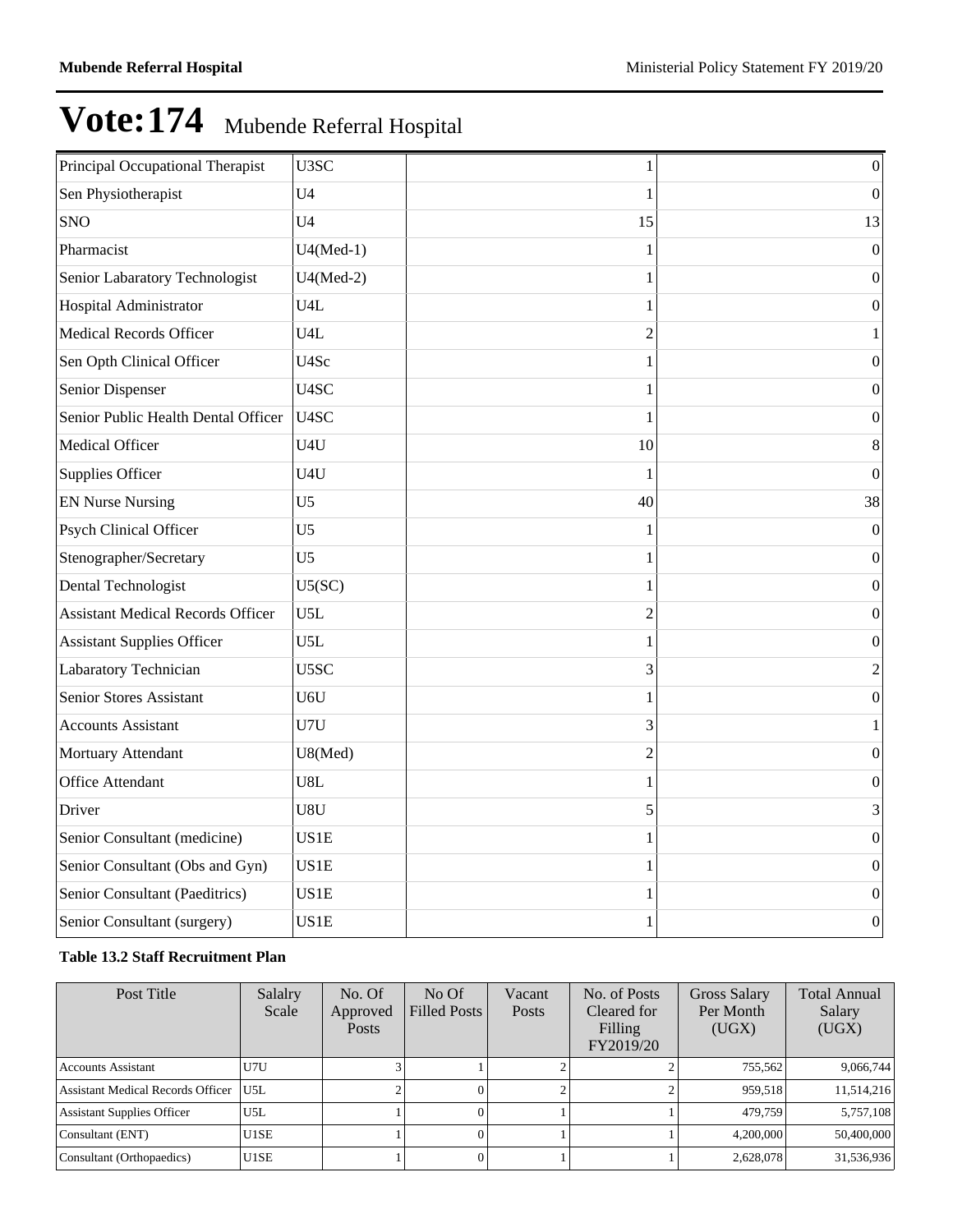# Vote:174 Mubende Referral Hospital

| | | | |
|---|---|---|---|
| Principal Occupational Therapist | U3SC | 1 | 0 |
| Sen Physiotherapist | U4 | 1 | 0 |
| SNO | U4 | 15 | 13 |
| Pharmacist | U4(Med-1) | 1 | 0 |
| Senior Labaratory Technologist | U4(Med-2) | 1 | 0 |
| Hospital Administrator | U4L | 1 | 0 |
| Medical Records Officer | U4L | 2 | 1 |
| Sen Opth Clinical Officer | U4Sc | 1 | 0 |
| Senior Dispenser | U4SC | 1 | 0 |
| Senior Public Health Dental Officer | U4SC | 1 | 0 |
| Medical Officer | U4U | 10 | 8 |
| Supplies Officer | U4U | 1 | 0 |
| EN Nurse Nursing | U5 | 40 | 38 |
| Psych Clinical Officer | U5 | 1 | 0 |
| Stenographer/Secretary | U5 | 1 | 0 |
| Dental Technologist | U5(SC) | 1 | 0 |
| Assistant Medical Records Officer | U5L | 2 | 0 |
| Assistant Supplies Officer | U5L | 1 | 0 |
| Labaratory Technician | U5SC | 3 | 2 |
| Senior Stores Assistant | U6U | 1 | 0 |
| Accounts Assistant | U7U | 3 | 1 |
| Mortuary Attendant | U8(Med) | 2 | 0 |
| Office Attendant | U8L | 1 | 0 |
| Driver | U8U | 5 | 3 |
| Senior Consultant (medicine) | US1E | 1 | 0 |
| Senior Consultant (Obs and Gyn) | US1E | 1 | 0 |
| Senior Consultant (Paeditrics) | US1E | 1 | 0 |
| Senior Consultant (surgery) | US1E | 1 | 0 |

**Table 13.2 Staff Recruitment Plan**

| Post Title | Salalry Scale | No. Of Approved Posts | No Of Filled Posts | Vacant Posts | No. of Posts Cleared for Filling FY2019/20 | Gross Salary Per Month (UGX) | Total Annual Salary (UGX) |
|---|---|---|---|---|---|---|---|
| Accounts Assistant | U7U | 3 | 1 | 2 | 2 | 755,562 | 9,066,744 |
| Assistant Medical Records Officer | U5L | 2 | 0 | 2 | 2 | 959,518 | 11,514,216 |
| Assistant Supplies Officer | U5L | 1 | 0 | 1 | 1 | 479,759 | 5,757,108 |
| Consultant (ENT) | U1SE | 1 | 0 | 1 | 1 | 4,200,000 | 50,400,000 |
| Consultant (Orthopaedics) | U1SE | 1 | 0 | 1 | 1 | 2,628,078 | 31,536,936 |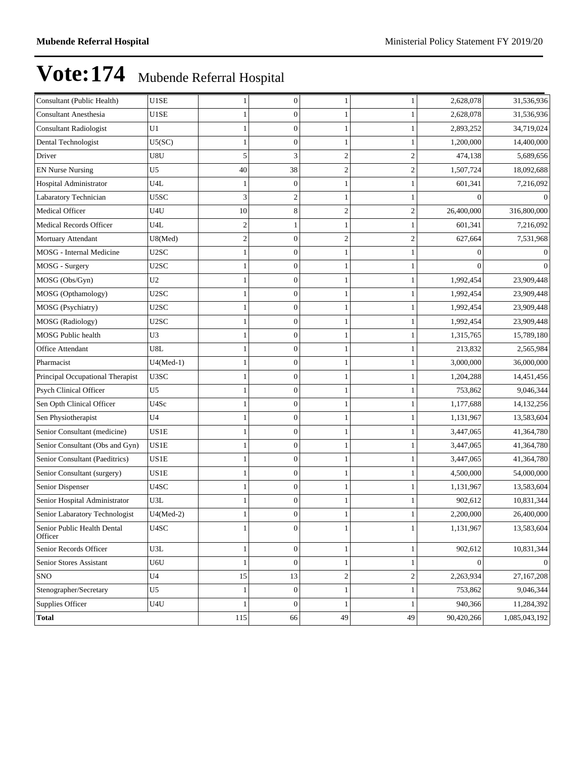# Vote:174 Mubende Referral Hospital

| | | | | | | | |
|---|---|---|---|---|---|---|---|
| Consultant (Public Health) | U1SE | 1 | 0 | 1 | 1 | 2,628,078 | 31,536,936 |
| Consultant Anesthesia | U1SE | 1 | 0 | 1 | 1 | 2,628,078 | 31,536,936 |
| Consultant Radiologist | U1 | 1 | 0 | 1 | 1 | 2,893,252 | 34,719,024 |
| Dental Technologist | U5(SC) | 1 | 0 | 1 | 1 | 1,200,000 | 14,400,000 |
| Driver | U8U | 5 | 3 | 2 | 2 | 474,138 | 5,689,656 |
| EN Nurse Nursing | U5 | 40 | 38 | 2 | 2 | 1,507,724 | 18,092,688 |
| Hospital Administrator | U4L | 1 | 0 | 1 | 1 | 601,341 | 7,216,092 |
| Labaratory Technician | U5SC | 3 | 2 | 1 | 1 | 0 | 0 |
| Medical Officer | U4U | 10 | 8 | 2 | 2 | 26,400,000 | 316,800,000 |
| Medical Records Officer | U4L | 2 | 1 | 1 | 1 | 601,341 | 7,216,092 |
| Mortuary Attendant | U8(Med) | 2 | 0 | 2 | 2 | 627,664 | 7,531,968 |
| MOSG - Internal Medicine | U2SC | 1 | 0 | 1 | 1 | 0 | 0 |
| MOSG - Surgery | U2SC | 1 | 0 | 1 | 1 | 0 | 0 |
| MOSG (Obs/Gyn) | U2 | 1 | 0 | 1 | 1 | 1,992,454 | 23,909,448 |
| MOSG (Opthamology) | U2SC | 1 | 0 | 1 | 1 | 1,992,454 | 23,909,448 |
| MOSG (Psychiatry) | U2SC | 1 | 0 | 1 | 1 | 1,992,454 | 23,909,448 |
| MOSG (Radiology) | U2SC | 1 | 0 | 1 | 1 | 1,992,454 | 23,909,448 |
| MOSG Public health | U3 | 1 | 0 | 1 | 1 | 1,315,765 | 15,789,180 |
| Office Attendant | U8L | 1 | 0 | 1 | 1 | 213,832 | 2,565,984 |
| Pharmacist | U4(Med-1) | 1 | 0 | 1 | 1 | 3,000,000 | 36,000,000 |
| Principal Occupational Therapist | U3SC | 1 | 0 | 1 | 1 | 1,204,288 | 14,451,456 |
| Psych Clinical Officer | U5 | 1 | 0 | 1 | 1 | 753,862 | 9,046,344 |
| Sen Opth Clinical Officer | U4Sc | 1 | 0 | 1 | 1 | 1,177,688 | 14,132,256 |
| Sen Physiotherapist | U4 | 1 | 0 | 1 | 1 | 1,131,967 | 13,583,604 |
| Senior Consultant (medicine) | US1E | 1 | 0 | 1 | 1 | 3,447,065 | 41,364,780 |
| Senior Consultant (Obs and Gyn) | US1E | 1 | 0 | 1 | 1 | 3,447,065 | 41,364,780 |
| Senior Consultant (Paeditrics) | US1E | 1 | 0 | 1 | 1 | 3,447,065 | 41,364,780 |
| Senior Consultant (surgery) | US1E | 1 | 0 | 1 | 1 | 4,500,000 | 54,000,000 |
| Senior Dispenser | U4SC | 1 | 0 | 1 | 1 | 1,131,967 | 13,583,604 |
| Senior Hospital Administrator | U3L | 1 | 0 | 1 | 1 | 902,612 | 10,831,344 |
| Senior Labaratory Technologist | U4(Med-2) | 1 | 0 | 1 | 1 | 2,200,000 | 26,400,000 |
| Senior Public Health Dental Officer | U4SC | 1 | 0 | 1 | 1 | 1,131,967 | 13,583,604 |
| Senior Records Officer | U3L | 1 | 0 | 1 | 1 | 902,612 | 10,831,344 |
| Senior Stores Assistant | U6U | 1 | 0 | 1 | 1 | 0 | 0 |
| SNO | U4 | 15 | 13 | 2 | 2 | 2,263,934 | 27,167,208 |
| Stenographer/Secretary | U5 | 1 | 0 | 1 | 1 | 753,862 | 9,046,344 |
| Supplies Officer | U4U | 1 | 0 | 1 | 1 | 940,366 | 11,284,392 |
| **Total** | | 115 | 66 | 49 | 49 | 90,420,266 | 1,085,043,192 |